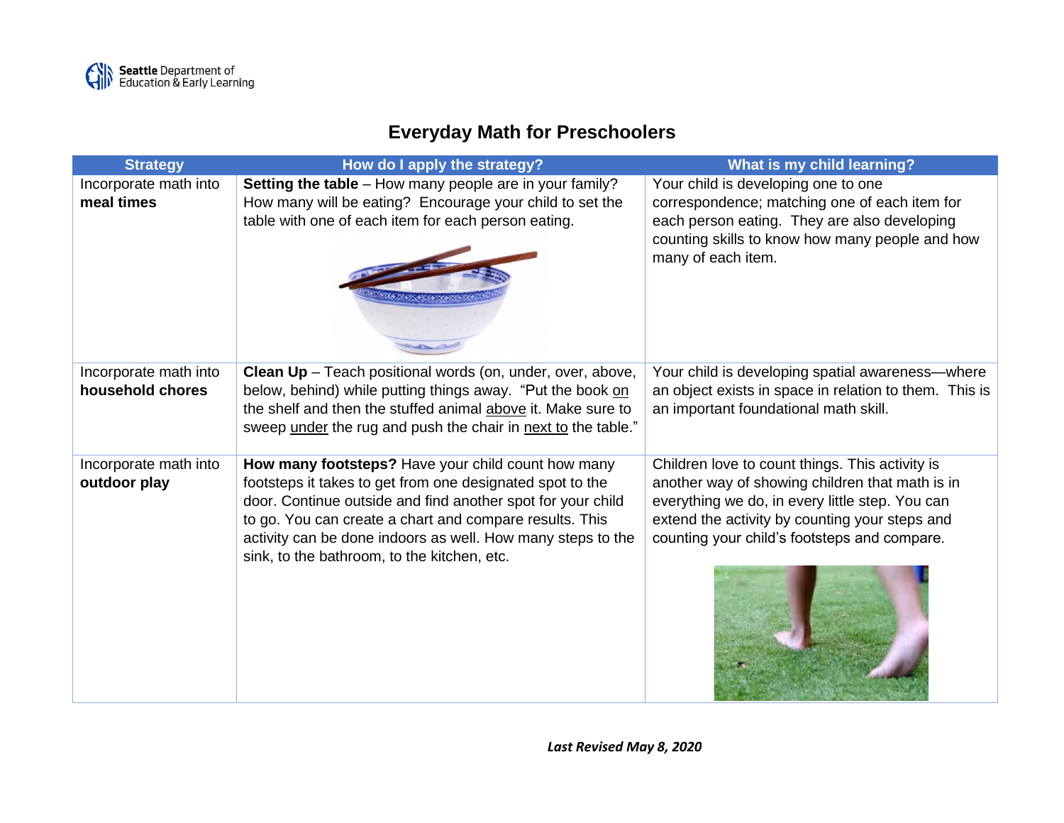Seattle Department of Education & Early Learning

# Everyday Math for Preschoolers

| Strategy | How do I apply the strategy? | What is my child learning? |
| --- | --- | --- |
| Incorporate math into **meal times** | **Setting the table** – How many people are in your family? How many will be eating? Encourage your child to set the table with one of each item for each person eating. | Your child is developing one to one correspondence; matching one of each item for each person eating. They are also developing counting skills to know how many people and how many of each item. |
| Incorporate math into **household chores** | **Clean Up** – Teach positional words (on, under, over, above, below, behind) while putting things away. "Put the book on the shelf and then the stuffed animal above it. Make sure to sweep under the rug and push the chair in next to the table." | Your child is developing spatial awareness—where an object exists in space in relation to them. This is an important foundational math skill. |
| Incorporate math into **outdoor play** | **How many footsteps?** Have your child count how many footsteps it takes to get from one designated spot to the door. Continue outside and find another spot for your child to go. You can create a chart and compare results. This activity can be done indoors as well. How many steps to the sink, to the bathroom, to the kitchen, etc. | Children love to count things. This activity is another way of showing children that math is in everything we do, in every little step. You can extend the activity by counting your steps and counting your child's footsteps and compare. |

*Last Revised May 8, 2020*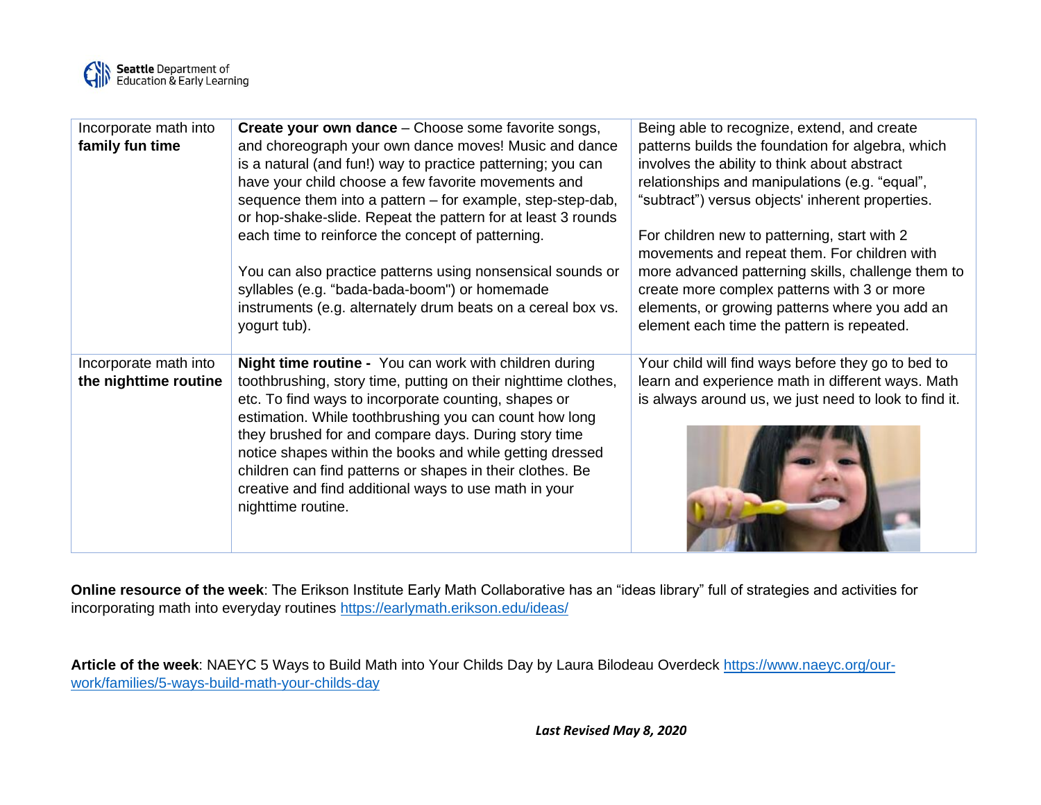| | | |
|---|---|---|
| Incorporate math into **family fun time** | **Create your own dance** – Choose some favorite songs, and choreograph your own dance moves! Music and dance is a natural (and fun!) way to practice patterning; you can have your child choose a few favorite movements and sequence them into a pattern – for example, step-step-dab, or hop-shake-slide. Repeat the pattern for at least 3 rounds each time to reinforce the concept of patterning.<br><br>You can also practice patterns using nonsensical sounds or syllables (e.g. "bada-bada-boom") or homemade instruments (e.g. alternately drum beats on a cereal box vs. yogurt tub). | Being able to recognize, extend, and create patterns builds the foundation for algebra, which involves the ability to think about abstract relationships and manipulations (e.g. "equal", "subtract") versus objects' inherent properties.<br><br>For children new to patterning, start with 2 movements and repeat them. For children with more advanced patterning skills, challenge them to create more complex patterns with 3 or more elements, or growing patterns where you add an element each time the pattern is repeated. |
| Incorporate math into **the nighttime routine** | **Night time routine -** You can work with children during toothbrushing, story time, putting on their nighttime clothes, etc. To find ways to incorporate counting, shapes or estimation. While toothbrushing you can count how long they brushed for and compare days. During story time notice shapes within the books and while getting dressed children can find patterns or shapes in their clothes. Be creative and find additional ways to use math in your nighttime routine. | Your child will find ways before they go to bed to learn and experience math in different ways. Math is always around us, we just need to look to find it. |

**Online resource of the week**: The Erikson Institute Early Math Collaborative has an "ideas library" full of strategies and activities for incorporating math into everyday routines https://earlymath.erikson.edu/ideas/

**Article of the week**: NAEYC 5 Ways to Build Math into Your Childs Day by Laura Bilodeau Overdeck https://www.naeyc.org/our-work/families/5-ways-build-math-your-childs-day

***Last Revised May 8, 2020***